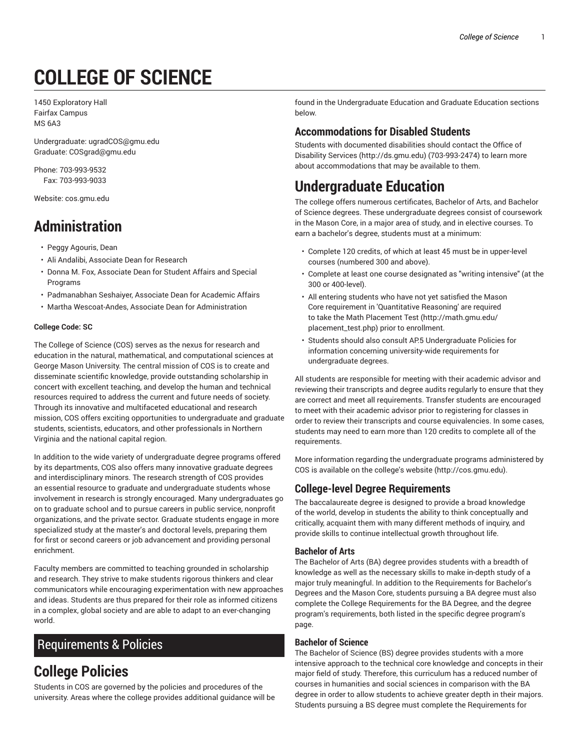# COLLEGE OF SCIENCE

1450 Exploratory Hall
Fairfax Campus
MS 6A3

Undergraduate: ugradCOS@gmu.edu
Graduate: COSgrad@gmu.edu

Phone: 703-993-9532
Fax: 703-993-9033

Website: cos.gmu.edu

## Administration

- Peggy Agouris, Dean
- Ali Andalibi, Associate Dean for Research
- Donna M. Fox, Associate Dean for Student Affairs and Special Programs
- Padmanabhan Seshaiyer, Associate Dean for Academic Affairs
- Martha Wescoat-Andes, Associate Dean for Administration

**College Code: SC**

The College of Science (COS) serves as the nexus for research and education in the natural, mathematical, and computational sciences at George Mason University. The central mission of COS is to create and disseminate scientific knowledge, provide outstanding scholarship in concert with excellent teaching, and develop the human and technical resources required to address the current and future needs of society. Through its innovative and multifaceted educational and research mission, COS offers exciting opportunities to undergraduate and graduate students, scientists, educators, and other professionals in Northern Virginia and the national capital region.

In addition to the wide variety of undergraduate degree programs offered by its departments, COS also offers many innovative graduate degrees and interdisciplinary minors. The research strength of COS provides an essential resource to graduate and undergraduate students whose involvement in research is strongly encouraged. Many undergraduates go on to graduate school and to pursue careers in public service, nonprofit organizations, and the private sector. Graduate students engage in more specialized study at the master's and doctoral levels, preparing them for first or second careers or job advancement and providing personal enrichment.

Faculty members are committed to teaching grounded in scholarship and research. They strive to make students rigorous thinkers and clear communicators while encouraging experimentation with new approaches and ideas. Students are thus prepared for their role as informed citizens in a complex, global society and are able to adapt to an ever-changing world.

## Requirements & Policies

## College Policies

Students in COS are governed by the policies and procedures of the university. Areas where the college provides additional guidance will be found in the Undergraduate Education and Graduate Education sections below.

### Accommodations for Disabled Students

Students with documented disabilities should contact the Office of Disability Services (http://ds.gmu.edu) (703-993-2474) to learn more about accommodations that may be available to them.

## Undergraduate Education

The college offers numerous certificates, Bachelor of Arts, and Bachelor of Science degrees. These undergraduate degrees consist of coursework in the Mason Core, in a major area of study, and in elective courses. To earn a bachelor's degree, students must at a minimum:

- Complete 120 credits, of which at least 45 must be in upper-level courses (numbered 300 and above).
- Complete at least one course designated as "writing intensive" (at the 300 or 400-level).
- All entering students who have not yet satisfied the Mason Core requirement in 'Quantitative Reasoning' are required to take the Math Placement Test (http://math.gmu.edu/placement_test.php) prior to enrollment.
- Students should also consult AP.5 Undergraduate Policies for information concerning university-wide requirements for undergraduate degrees.

All students are responsible for meeting with their academic advisor and reviewing their transcripts and degree audits regularly to ensure that they are correct and meet all requirements. Transfer students are encouraged to meet with their academic advisor prior to registering for classes in order to review their transcripts and course equivalencies. In some cases, students may need to earn more than 120 credits to complete all of the requirements.

More information regarding the undergraduate programs administered by COS is available on the college's website (http://cos.gmu.edu).

### College-level Degree Requirements

The baccalaureate degree is designed to provide a broad knowledge of the world, develop in students the ability to think conceptually and critically, acquaint them with many different methods of inquiry, and provide skills to continue intellectual growth throughout life.

#### Bachelor of Arts

The Bachelor of Arts (BA) degree provides students with a breadth of knowledge as well as the necessary skills to make in-depth study of a major truly meaningful. In addition to the Requirements for Bachelor's Degrees and the Mason Core, students pursuing a BA degree must also complete the College Requirements for the BA Degree, and the degree program's requirements, both listed in the specific degree program's page.

#### Bachelor of Science

The Bachelor of Science (BS) degree provides students with a more intensive approach to the technical core knowledge and concepts in their major field of study. Therefore, this curriculum has a reduced number of courses in humanities and social sciences in comparison with the BA degree in order to allow students to achieve greater depth in their majors. Students pursuing a BS degree must complete the Requirements for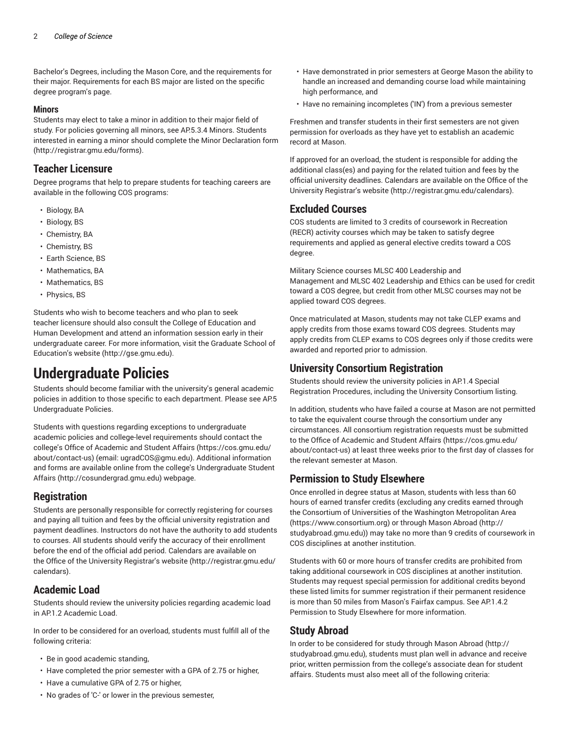Bachelor's Degrees, including the Mason Core, and the requirements for their major. Requirements for each BS major are listed on the specific degree program's page.

#### Minors

Students may elect to take a minor in addition to their major field of study. For policies governing all minors, see AP.5.3.4 Minors. Students interested in earning a minor should complete the Minor Declaration form (http://registrar.gmu.edu/forms).

## Teacher Licensure

Degree programs that help to prepare students for teaching careers are available in the following COS programs:

- Biology, BA
- Biology, BS
- Chemistry, BA
- Chemistry, BS
- Earth Science, BS
- Mathematics, BA
- Mathematics, BS
- Physics, BS

Students who wish to become teachers and who plan to seek teacher licensure should also consult the College of Education and Human Development and attend an information session early in their undergraduate career. For more information, visit the Graduate School of Education's website (http://gse.gmu.edu).

# Undergraduate Policies

Students should become familiar with the university's general academic policies in addition to those specific to each department. Please see AP.5 Undergraduate Policies.

Students with questions regarding exceptions to undergraduate academic policies and college-level requirements should contact the college's Office of Academic and Student Affairs (https://cos.gmu.edu/about/contact-us) (email: ugradCOS@gmu.edu). Additional information and forms are available online from the college's Undergraduate Student Affairs (http://cosundergrad.gmu.edu) webpage.

## Registration

Students are personally responsible for correctly registering for courses and paying all tuition and fees by the official university registration and payment deadlines. Instructors do not have the authority to add students to courses. All students should verify the accuracy of their enrollment before the end of the official add period. Calendars are available on the Office of the University Registrar's website (http://registrar.gmu.edu/calendars).

## Academic Load

Students should review the university policies regarding academic load in AP.1.2 Academic Load.

In order to be considered for an overload, students must fulfill all of the following criteria:

- Be in good academic standing,
- Have completed the prior semester with a GPA of 2.75 or higher,
- Have a cumulative GPA of 2.75 or higher,
- No grades of 'C-' or lower in the previous semester,
- Have demonstrated in prior semesters at George Mason the ability to handle an increased and demanding course load while maintaining high performance, and
- Have no remaining incompletes ('IN') from a previous semester

Freshmen and transfer students in their first semesters are not given permission for overloads as they have yet to establish an academic record at Mason.

If approved for an overload, the student is responsible for adding the additional class(es) and paying for the related tuition and fees by the official university deadlines. Calendars are available on the Office of the University Registrar's website (http://registrar.gmu.edu/calendars).

## Excluded Courses

COS students are limited to 3 credits of coursework in Recreation (RECR) activity courses which may be taken to satisfy degree requirements and applied as general elective credits toward a COS degree.

Military Science courses MLSC 400 Leadership and Management and MLSC 402 Leadership and Ethics can be used for credit toward a COS degree, but credit from other MLSC courses may not be applied toward COS degrees.

Once matriculated at Mason, students may not take CLEP exams and apply credits from those exams toward COS degrees. Students may apply credits from CLEP exams to COS degrees only if those credits were awarded and reported prior to admission.

## University Consortium Registration

Students should review the university policies in AP.1.4 Special Registration Procedures, including the University Consortium listing.

In addition, students who have failed a course at Mason are not permitted to take the equivalent course through the consortium under any circumstances. All consortium registration requests must be submitted to the Office of Academic and Student Affairs (https://cos.gmu.edu/about/contact-us) at least three weeks prior to the first day of classes for the relevant semester at Mason.

## Permission to Study Elsewhere

Once enrolled in degree status at Mason, students with less than 60 hours of earned transfer credits (excluding any credits earned through the Consortium of Universities of the Washington Metropolitan Area (https://www.consortium.org) or through Mason Abroad (http://studyabroad.gmu.edu)) may take no more than 9 credits of coursework in COS disciplines at another institution.

Students with 60 or more hours of transfer credits are prohibited from taking additional coursework in COS disciplines at another institution. Students may request special permission for additional credits beyond these listed limits for summer registration if their permanent residence is more than 50 miles from Mason's Fairfax campus. See AP.1.4.2 Permission to Study Elsewhere for more information.

## Study Abroad

In order to be considered for study through Mason Abroad (http://studyabroad.gmu.edu), students must plan well in advance and receive prior, written permission from the college's associate dean for student affairs. Students must also meet all of the following criteria: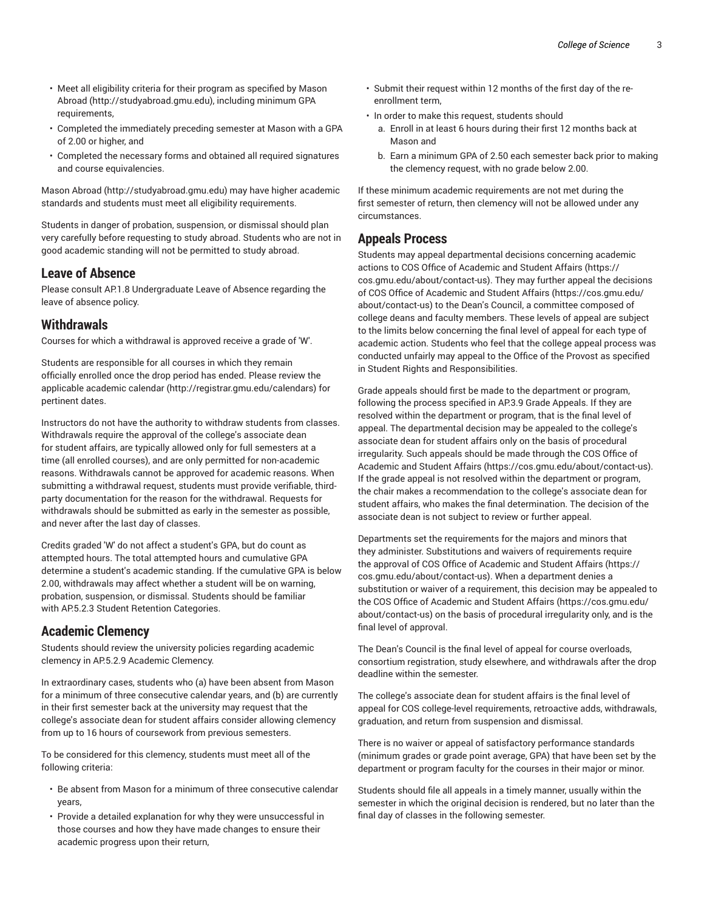- Meet all eligibility criteria for their program as specified by Mason Abroad (http://studyabroad.gmu.edu), including minimum GPA requirements,
- Completed the immediately preceding semester at Mason with a GPA of 2.00 or higher, and
- Completed the necessary forms and obtained all required signatures and course equivalencies.

Mason Abroad (http://studyabroad.gmu.edu) may have higher academic standards and students must meet all eligibility requirements.

Students in danger of probation, suspension, or dismissal should plan very carefully before requesting to study abroad. Students who are not in good academic standing will not be permitted to study abroad.

## Leave of Absence

Please consult AP.1.8 Undergraduate Leave of Absence regarding the leave of absence policy.

## Withdrawals

Courses for which a withdrawal is approved receive a grade of 'W'.

Students are responsible for all courses in which they remain officially enrolled once the drop period has ended. Please review the applicable academic calendar (http://registrar.gmu.edu/calendars) for pertinent dates.

Instructors do not have the authority to withdraw students from classes. Withdrawals require the approval of the college's associate dean for student affairs, are typically allowed only for full semesters at a time (all enrolled courses), and are only permitted for non-academic reasons. Withdrawals cannot be approved for academic reasons. When submitting a withdrawal request, students must provide verifiable, third-party documentation for the reason for the withdrawal. Requests for withdrawals should be submitted as early in the semester as possible, and never after the last day of classes.

Credits graded 'W' do not affect a student's GPA, but do count as attempted hours. The total attempted hours and cumulative GPA determine a student's academic standing. If the cumulative GPA is below 2.00, withdrawals may affect whether a student will be on warning, probation, suspension, or dismissal. Students should be familiar with AP.5.2.3 Student Retention Categories.

## Academic Clemency

Students should review the university policies regarding academic clemency in AP.5.2.9 Academic Clemency.

In extraordinary cases, students who (a) have been absent from Mason for a minimum of three consecutive calendar years, and (b) are currently in their first semester back at the university may request that the college's associate dean for student affairs consider allowing clemency from up to 16 hours of coursework from previous semesters.

To be considered for this clemency, students must meet all of the following criteria:

- Be absent from Mason for a minimum of three consecutive calendar years,
- Provide a detailed explanation for why they were unsuccessful in those courses and how they have made changes to ensure their academic progress upon their return,
- Submit their request within 12 months of the first day of the re-enrollment term,
- In order to make this request, students should
    a. Enroll in at least 6 hours during their first 12 months back at Mason and
    b. Earn a minimum GPA of 2.50 each semester back prior to making the clemency request, with no grade below 2.00.

If these minimum academic requirements are not met during the first semester of return, then clemency will not be allowed under any circumstances.

## Appeals Process

Students may appeal departmental decisions concerning academic actions to COS Office of Academic and Student Affairs (https://cos.gmu.edu/about/contact-us). They may further appeal the decisions of COS Office of Academic and Student Affairs (https://cos.gmu.edu/about/contact-us) to the Dean's Council, a committee composed of college deans and faculty members. These levels of appeal are subject to the limits below concerning the final level of appeal for each type of academic action. Students who feel that the college appeal process was conducted unfairly may appeal to the Office of the Provost as specified in Student Rights and Responsibilities.

Grade appeals should first be made to the department or program, following the process specified in AP.3.9 Grade Appeals. If they are resolved within the department or program, that is the final level of appeal. The departmental decision may be appealed to the college's associate dean for student affairs only on the basis of procedural irregularity. Such appeals should be made through the COS Office of Academic and Student Affairs (https://cos.gmu.edu/about/contact-us). If the grade appeal is not resolved within the department or program, the chair makes a recommendation to the college's associate dean for student affairs, who makes the final determination. The decision of the associate dean is not subject to review or further appeal.

Departments set the requirements for the majors and minors that they administer. Substitutions and waivers of requirements require the approval of COS Office of Academic and Student Affairs (https://cos.gmu.edu/about/contact-us). When a department denies a substitution or waiver of a requirement, this decision may be appealed to the COS Office of Academic and Student Affairs (https://cos.gmu.edu/about/contact-us) on the basis of procedural irregularity only, and is the final level of approval.

The Dean's Council is the final level of appeal for course overloads, consortium registration, study elsewhere, and withdrawals after the drop deadline within the semester.

The college's associate dean for student affairs is the final level of appeal for COS college-level requirements, retroactive adds, withdrawals, graduation, and return from suspension and dismissal.

There is no waiver or appeal of satisfactory performance standards (minimum grades or grade point average, GPA) that have been set by the department or program faculty for the courses in their major or minor.

Students should file all appeals in a timely manner, usually within the semester in which the original decision is rendered, but no later than the final day of classes in the following semester.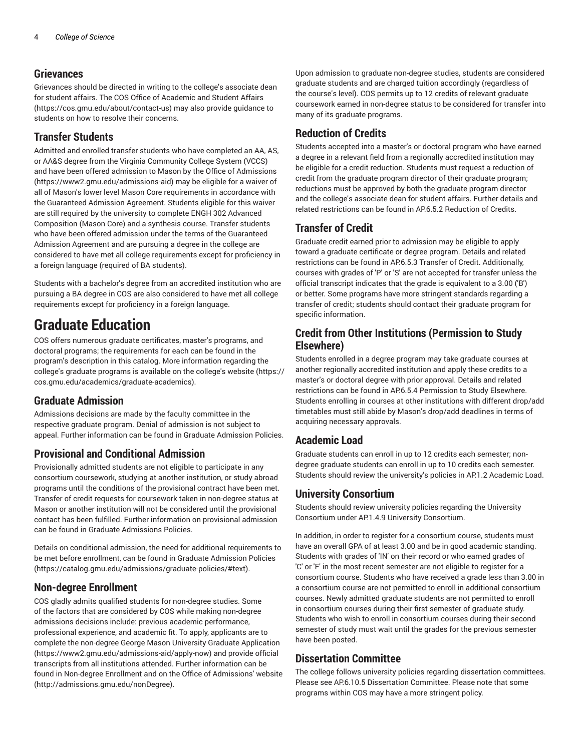## Grievances

Grievances should be directed in writing to the college's associate dean for student affairs. The COS Office of Academic and Student Affairs (https://cos.gmu.edu/about/contact-us) may also provide guidance to students on how to resolve their concerns.

## Transfer Students

Admitted and enrolled transfer students who have completed an AA, AS, or AA&S degree from the Virginia Community College System (VCCS) and have been offered admission to Mason by the Office of Admissions (https://www2.gmu.edu/admissions-aid) may be eligible for a waiver of all of Mason's lower level Mason Core requirements in accordance with the Guaranteed Admission Agreement. Students eligible for this waiver are still required by the university to complete ENGH 302 Advanced Composition (Mason Core) and a synthesis course. Transfer students who have been offered admission under the terms of the Guaranteed Admission Agreement and are pursuing a degree in the college are considered to have met all college requirements except for proficiency in a foreign language (required of BA students).

Students with a bachelor's degree from an accredited institution who are pursuing a BA degree in COS are also considered to have met all college requirements except for proficiency in a foreign language.

# Graduate Education

COS offers numerous graduate certificates, master's programs, and doctoral programs; the requirements for each can be found in the program's description in this catalog. More information regarding the college's graduate programs is available on the college's website (https://cos.gmu.edu/academics/graduate-academics).

## Graduate Admission

Admissions decisions are made by the faculty committee in the respective graduate program. Denial of admission is not subject to appeal. Further information can be found in Graduate Admission Policies.

## Provisional and Conditional Admission

Provisionally admitted students are not eligible to participate in any consortium coursework, studying at another institution, or study abroad programs until the conditions of the provisional contract have been met. Transfer of credit requests for coursework taken in non-degree status at Mason or another institution will not be considered until the provisional contact has been fulfilled. Further information on provisional admission can be found in Graduate Admissions Policies.

Details on conditional admission, the need for additional requirements to be met before enrollment, can be found in Graduate Admission Policies (https://catalog.gmu.edu/admissions/graduate-policies/#text).

## Non-degree Enrollment

COS gladly admits qualified students for non-degree studies. Some of the factors that are considered by COS while making non-degree admissions decisions include: previous academic performance, professional experience, and academic fit. To apply, applicants are to complete the non-degree George Mason University Graduate Application (https://www2.gmu.edu/admissions-aid/apply-now) and provide official transcripts from all institutions attended. Further information can be found in Non-degree Enrollment and on the Office of Admissions' website (http://admissions.gmu.edu/nonDegree).

Upon admission to graduate non-degree studies, students are considered graduate students and are charged tuition accordingly (regardless of the course's level). COS permits up to 12 credits of relevant graduate coursework earned in non-degree status to be considered for transfer into many of its graduate programs.

## Reduction of Credits

Students accepted into a master's or doctoral program who have earned a degree in a relevant field from a regionally accredited institution may be eligible for a credit reduction. Students must request a reduction of credit from the graduate program director of their graduate program; reductions must be approved by both the graduate program director and the college's associate dean for student affairs. Further details and related restrictions can be found in AP.6.5.2 Reduction of Credits.

## Transfer of Credit

Graduate credit earned prior to admission may be eligible to apply toward a graduate certificate or degree program. Details and related restrictions can be found in AP.6.5.3 Transfer of Credit. Additionally, courses with grades of 'P' or 'S' are not accepted for transfer unless the official transcript indicates that the grade is equivalent to a 3.00 ('B') or better. Some programs have more stringent standards regarding a transfer of credit; students should contact their graduate program for specific information.

## Credit from Other Institutions (Permission to Study Elsewhere)

Students enrolled in a degree program may take graduate courses at another regionally accredited institution and apply these credits to a master's or doctoral degree with prior approval. Details and related restrictions can be found in AP.6.5.4 Permission to Study Elsewhere. Students enrolling in courses at other institutions with different drop/add timetables must still abide by Mason's drop/add deadlines in terms of acquiring necessary approvals.

## Academic Load

Graduate students can enroll in up to 12 credits each semester; non-degree graduate students can enroll in up to 10 credits each semester. Students should review the university's policies in AP.1.2 Academic Load.

## University Consortium

Students should review university policies regarding the University Consortium under AP.1.4.9 University Consortium.

In addition, in order to register for a consortium course, students must have an overall GPA of at least 3.00 and be in good academic standing. Students with grades of 'IN' on their record or who earned grades of 'C' or 'F' in the most recent semester are not eligible to register for a consortium course. Students who have received a grade less than 3.00 in a consortium course are not permitted to enroll in additional consortium courses. Newly admitted graduate students are not permitted to enroll in consortium courses during their first semester of graduate study. Students who wish to enroll in consortium courses during their second semester of study must wait until the grades for the previous semester have been posted.

## Dissertation Committee

The college follows university policies regarding dissertation committees. Please see AP.6.10.5 Dissertation Committee. Please note that some programs within COS may have a more stringent policy.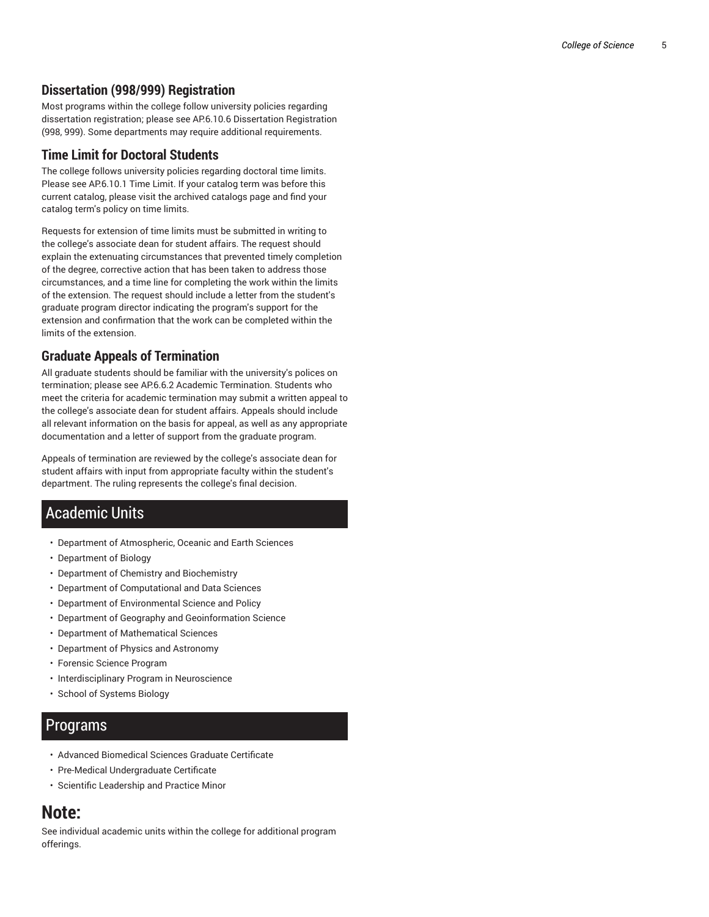### Dissertation (998/999) Registration

Most programs within the college follow university policies regarding dissertation registration; please see AP.6.10.6 Dissertation Registration (998, 999). Some departments may require additional requirements.

### Time Limit for Doctoral Students

The college follows university policies regarding doctoral time limits. Please see AP.6.10.1 Time Limit. If your catalog term was before this current catalog, please visit the archived catalogs page and find your catalog term's policy on time limits.

Requests for extension of time limits must be submitted in writing to the college's associate dean for student affairs. The request should explain the extenuating circumstances that prevented timely completion of the degree, corrective action that has been taken to address those circumstances, and a time line for completing the work within the limits of the extension. The request should include a letter from the student's graduate program director indicating the program's support for the extension and confirmation that the work can be completed within the limits of the extension.

### Graduate Appeals of Termination

All graduate students should be familiar with the university's polices on termination; please see AP.6.6.2 Academic Termination. Students who meet the criteria for academic termination may submit a written appeal to the college's associate dean for student affairs. Appeals should include all relevant information on the basis for appeal, as well as any appropriate documentation and a letter of support from the graduate program.

Appeals of termination are reviewed by the college's associate dean for student affairs with input from appropriate faculty within the student's department. The ruling represents the college's final decision.

## Academic Units

- Department of Atmospheric, Oceanic and Earth Sciences
- Department of Biology
- Department of Chemistry and Biochemistry
- Department of Computational and Data Sciences
- Department of Environmental Science and Policy
- Department of Geography and Geoinformation Science
- Department of Mathematical Sciences
- Department of Physics and Astronomy
- Forensic Science Program
- Interdisciplinary Program in Neuroscience
- School of Systems Biology

## Programs

- Advanced Biomedical Sciences Graduate Certificate
- Pre-Medical Undergraduate Certificate
- Scientific Leadership and Practice Minor

## Note:

See individual academic units within the college for additional program offerings.